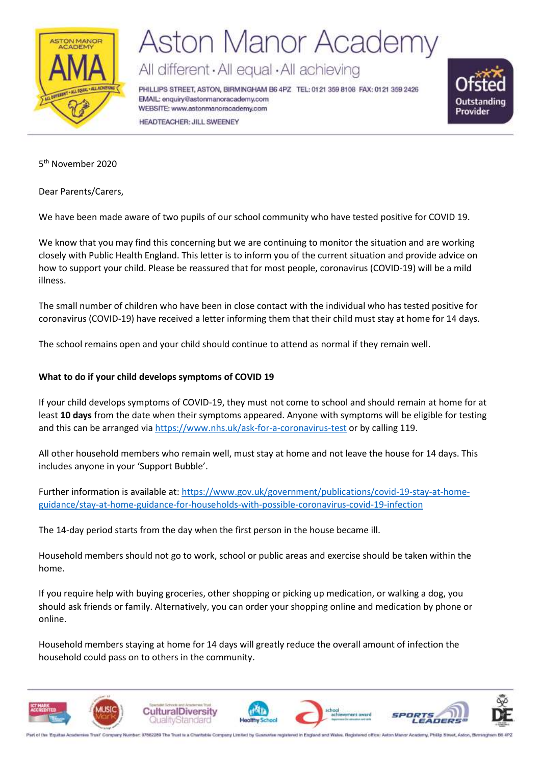# Aston Manor Academy

All different · All equal · All achieving

PHILLIPS STREET, ASTON, BIRMINGHAM B6 4PZ TEL: 0121 359 8108 FAX: 0121 359 2426
EMAIL: enquiry@astonmanoracademy.com
WEBSITE: www.astonmanoracademy.com
HEADTEACHER: JILL SWEENEY

5th November 2020

Dear Parents/Carers,

We have been made aware of two pupils of our school community who have tested positive for COVID 19.

We know that you may find this concerning but we are continuing to monitor the situation and are working closely with Public Health England. This letter is to inform you of the current situation and provide advice on how to support your child. Please be reassured that for most people, coronavirus (COVID-19) will be a mild illness.

The small number of children who have been in close contact with the individual who has tested positive for coronavirus (COVID-19) have received a letter informing them that their child must stay at home for 14 days.

The school remains open and your child should continue to attend as normal if they remain well.

**What to do if your child develops symptoms of COVID 19**

If your child develops symptoms of COVID-19, they must not come to school and should remain at home for at least **10 days** from the date when their symptoms appeared. Anyone with symptoms will be eligible for testing and this can be arranged via https://www.nhs.uk/ask-for-a-coronavirus-test or by calling 119.

All other household members who remain well, must stay at home and not leave the house for 14 days. This includes anyone in your 'Support Bubble'.

Further information is available at: https://www.gov.uk/government/publications/covid-19-stay-at-home-guidance/stay-at-home-guidance-for-households-with-possible-coronavirus-covid-19-infection

The 14-day period starts from the day when the first person in the house became ill.

Household members should not go to work, school or public areas and exercise should be taken within the home.

If you require help with buying groceries, other shopping or picking up medication, or walking a dog, you should ask friends or family. Alternatively, you can order your shopping online and medication by phone or online.

Household members staying at home for 14 days will greatly reduce the overall amount of infection the household could pass on to others in the community.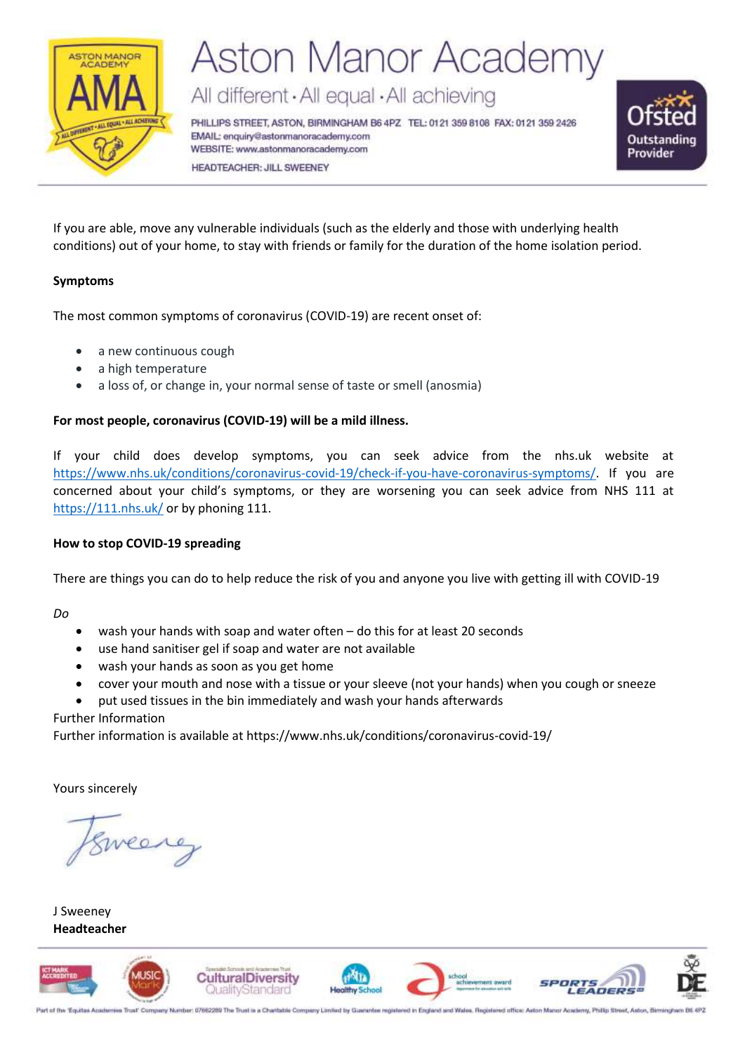If you are able, move any vulnerable individuals (such as the elderly and those with underlying health conditions) out of your home, to stay with friends or family for the duration of the home isolation period.

**Symptoms**

The most common symptoms of coronavirus (COVID-19) are recent onset of:

- a new continuous cough
- a high temperature
- a loss of, or change in, your normal sense of taste or smell (anosmia)

**For most people, coronavirus (COVID-19) will be a mild illness.**

If your child does develop symptoms, you can seek advice from the nhs.uk website at https://www.nhs.uk/conditions/coronavirus-covid-19/check-if-you-have-coronavirus-symptoms/. If you are concerned about your child's symptoms, or they are worsening you can seek advice from NHS 111 at https://111.nhs.uk/ or by phoning 111.

**How to stop COVID-19 spreading**

There are things you can do to help reduce the risk of you and anyone you live with getting ill with COVID-19

*Do*

- wash your hands with soap and water often – do this for at least 20 seconds
- use hand sanitiser gel if soap and water are not available
- wash your hands as soon as you get home
- cover your mouth and nose with a tissue or your sleeve (not your hands) when you cough or sneeze
- put used tissues in the bin immediately and wash your hands afterwards

Further Information

Further information is available at https://www.nhs.uk/conditions/coronavirus-covid-19/

Yours sincerely

J Sweeney

**Headteacher**